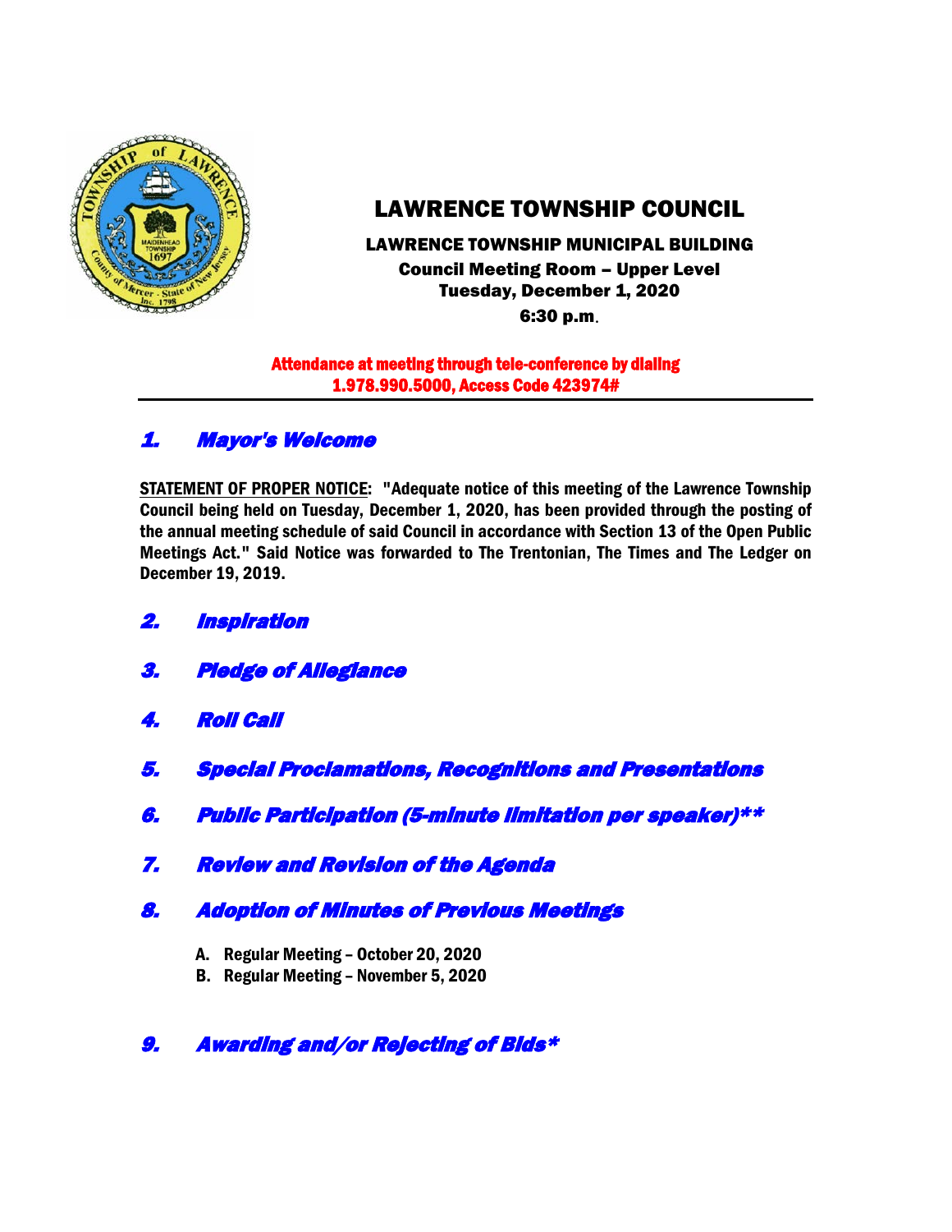# LAWRENCE TOWNSHIP COUNCIL

**LAWRENCE TOWNSHIP MUNICIPAL BUILDING**
**Council Meeting Room – Upper Level**
**Tuesday, December 1, 2020**
**6:30 p.m.**

**Attendance at meeting through tele-conference by dialing 1.978.990.5000, Access Code 423974#**

---

## *1. Mayor's Welcome*

**STATEMENT OF PROPER NOTICE: "Adequate notice of this meeting of the Lawrence Township Council being held on Tuesday, December 1, 2020, has been provided through the posting of the annual meeting schedule of said Council in accordance with Section 13 of the Open Public Meetings Act." Said Notice was forwarded to The Trentonian, The Times and The Ledger on December 19, 2019.**

## *2. Inspiration*

## *3. Pledge of Allegiance*

## *4. Roll Call*

## *5. Special Proclamations, Recognitions and Presentations*

## *6. Public Participation (5-minute limitation per speaker)***

## *7. Review and Revision of the Agenda*

## *8. Adoption of Minutes of Previous Meetings*

A. **Regular Meeting – October 20, 2020**
B. **Regular Meeting – November 5, 2020**

## *9. Awarding and/or Rejecting of Bids**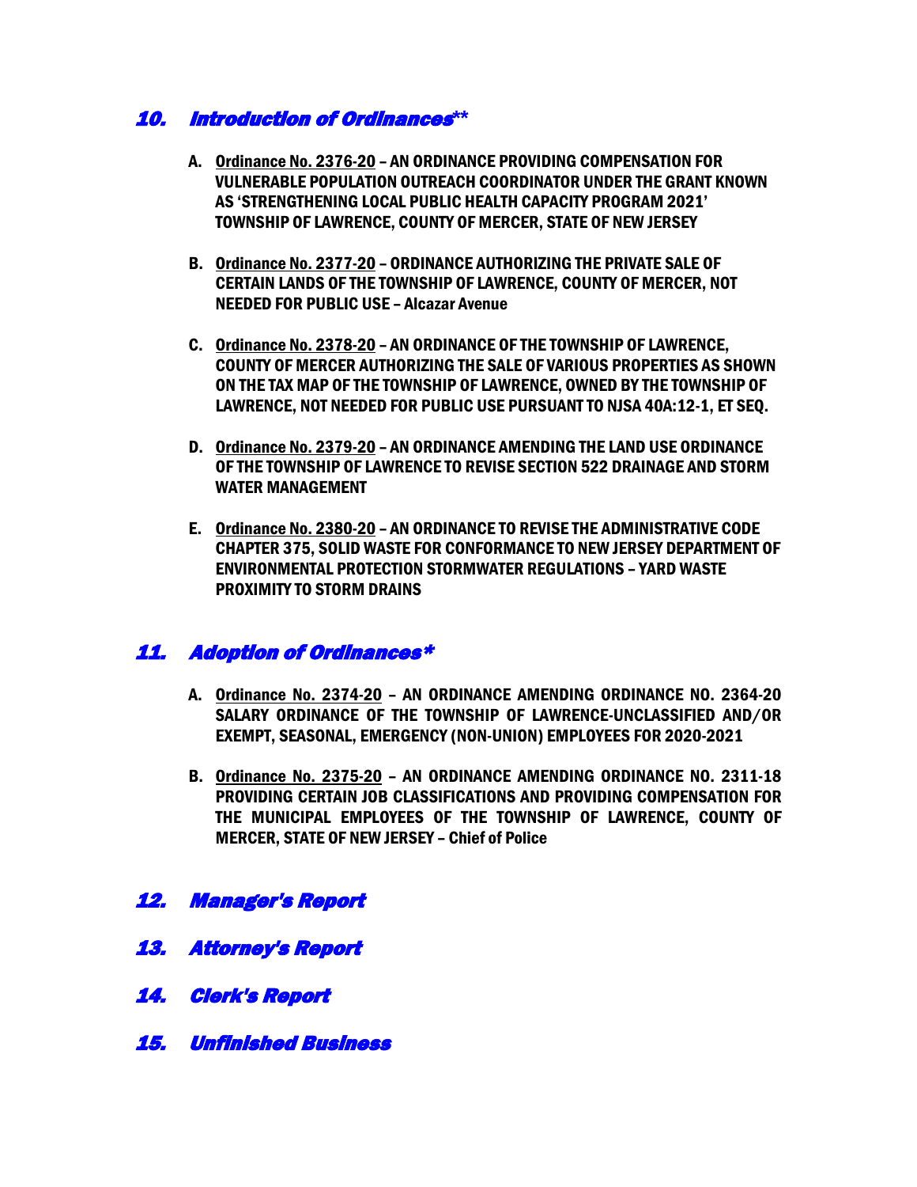## *10. Introduction of Ordinances***

A. **Ordinance No. 2376-20** – **AN ORDINANCE PROVIDING COMPENSATION FOR VULNERABLE POPULATION OUTREACH COORDINATOR UNDER THE GRANT KNOWN AS 'STRENGTHENING LOCAL PUBLIC HEALTH CAPACITY PROGRAM 2021' TOWNSHIP OF LAWRENCE, COUNTY OF MERCER, STATE OF NEW JERSEY**

B. **Ordinance No. 2377-20** – **ORDINANCE AUTHORIZING THE PRIVATE SALE OF CERTAIN LANDS OF THE TOWNSHIP OF LAWRENCE, COUNTY OF MERCER, NOT NEEDED FOR PUBLIC USE – Alcazar Avenue**

C. **Ordinance No. 2378-20** – **AN ORDINANCE OF THE TOWNSHIP OF LAWRENCE, COUNTY OF MERCER AUTHORIZING THE SALE OF VARIOUS PROPERTIES AS SHOWN ON THE TAX MAP OF THE TOWNSHIP OF LAWRENCE, OWNED BY THE TOWNSHIP OF LAWRENCE, NOT NEEDED FOR PUBLIC USE PURSUANT TO NJSA 40A:12-1, ET SEQ.**

D. **Ordinance No. 2379-20** – **AN ORDINANCE AMENDING THE LAND USE ORDINANCE OF THE TOWNSHIP OF LAWRENCE TO REVISE SECTION 522 DRAINAGE AND STORM WATER MANAGEMENT**

E. **Ordinance No. 2380-20** – **AN ORDINANCE TO REVISE THE ADMINISTRATIVE CODE CHAPTER 375, SOLID WASTE FOR CONFORMANCE TO NEW JERSEY DEPARTMENT OF ENVIRONMENTAL PROTECTION STORMWATER REGULATIONS – YARD WASTE PROXIMITY TO STORM DRAINS**

## *11. Adoption of Ordinances**

A. **Ordinance No. 2374-20** – **AN ORDINANCE AMENDING ORDINANCE NO. 2364-20 SALARY ORDINANCE OF THE TOWNSHIP OF LAWRENCE-UNCLASSIFIED AND/OR EXEMPT, SEASONAL, EMERGENCY (NON-UNION) EMPLOYEES FOR 2020-2021**

B. **Ordinance No. 2375-20** – **AN ORDINANCE AMENDING ORDINANCE NO. 2311-18 PROVIDING CERTAIN JOB CLASSIFICATIONS AND PROVIDING COMPENSATION FOR THE MUNICIPAL EMPLOYEES OF THE TOWNSHIP OF LAWRENCE, COUNTY OF MERCER, STATE OF NEW JERSEY – Chief of Police**

## *12. Manager's Report*

## *13. Attorney's Report*

## *14. Clerk's Report*

## *15. Unfinished Business*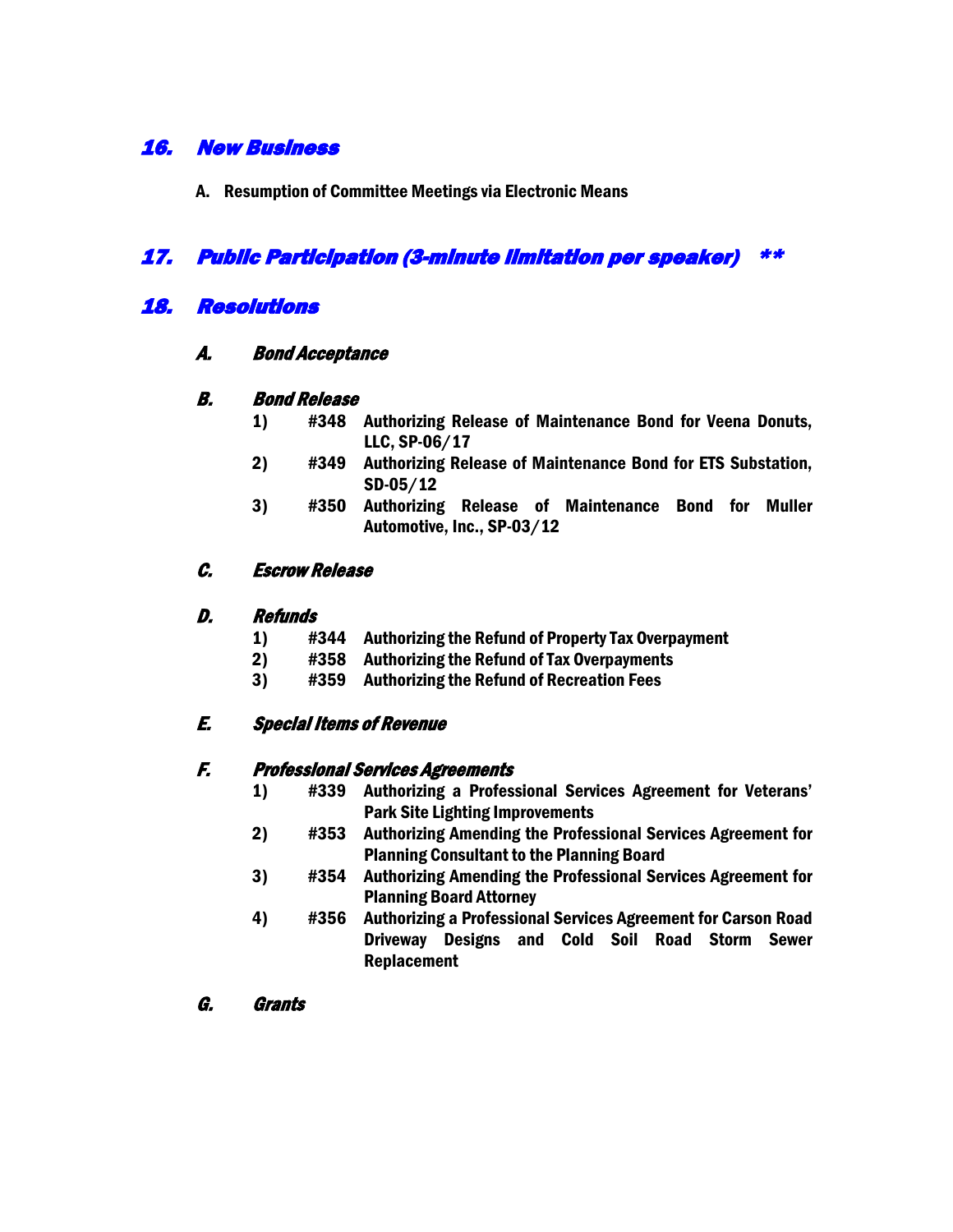## *16. New Business*

**A. Resumption of Committee Meetings via Electronic Means**

## *17. Public Participation (3-minute limitation per speaker) **

## *18. Resolutions*

### *A. Bond Acceptance*

### *B. Bond Release*

1) **#348 Authorizing Release of Maintenance Bond for Veena Donuts, LLC, SP-06/17**
2) **#349 Authorizing Release of Maintenance Bond for ETS Substation, SD-05/12**
3) **#350 Authorizing Release of Maintenance Bond for Muller Automotive, Inc., SP-03/12**

### *C. Escrow Release*

### *D. Refunds*

1) **#344 Authorizing the Refund of Property Tax Overpayment**
2) **#358 Authorizing the Refund of Tax Overpayments**
3) **#359 Authorizing the Refund of Recreation Fees**

### *E. Special Items of Revenue*

### *F. Professional Services Agreements*

1) **#339 Authorizing a Professional Services Agreement for Veterans' Park Site Lighting Improvements**
2) **#353 Authorizing Amending the Professional Services Agreement for Planning Consultant to the Planning Board**
3) **#354 Authorizing Amending the Professional Services Agreement for Planning Board Attorney**
4) **#356 Authorizing a Professional Services Agreement for Carson Road Driveway Designs and Cold Soil Road Storm Sewer Replacement**

### *G. Grants*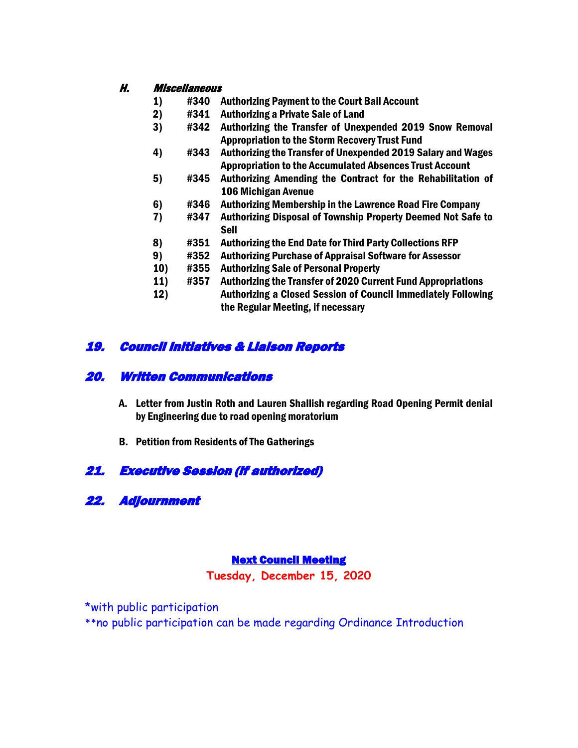### *H. Miscellaneous*

1) #340 **Authorizing Payment to the Court Bail Account**
2) #341 **Authorizing a Private Sale of Land**
3) #342 **Authorizing the Transfer of Unexpended 2019 Snow Removal Appropriation to the Storm Recovery Trust Fund**
4) #343 **Authorizing the Transfer of Unexpended 2019 Salary and Wages Appropriation to the Accumulated Absences Trust Account**
5) #345 **Authorizing Amending the Contract for the Rehabilitation of 106 Michigan Avenue**
6) #346 **Authorizing Membership in the Lawrence Road Fire Company**
7) #347 **Authorizing Disposal of Township Property Deemed Not Safe to Sell**
8) #351 **Authorizing the End Date for Third Party Collections RFP**
9) #352 **Authorizing Purchase of Appraisal Software for Assessor**
10) #355 **Authorizing Sale of Personal Property**
11) #357 **Authorizing the Transfer of 2020 Current Fund Appropriations**
12) **Authorizing a Closed Session of Council Immediately Following the Regular Meeting, if necessary**

## *19. Council Initiatives & Liaison Reports*

## *20. Written Communications*

**A. Letter from Justin Roth and Lauren Shallish regarding Road Opening Permit denial by Engineering due to road opening moratorium**

**B. Petition from Residents of The Gatherings**

## *21. Executive Session (if authorized)*

## *22. Adjournment*

**Next Council Meeting**

**Tuesday, December 15, 2020**

*with public participation

**no public participation can be made regarding Ordinance Introduction